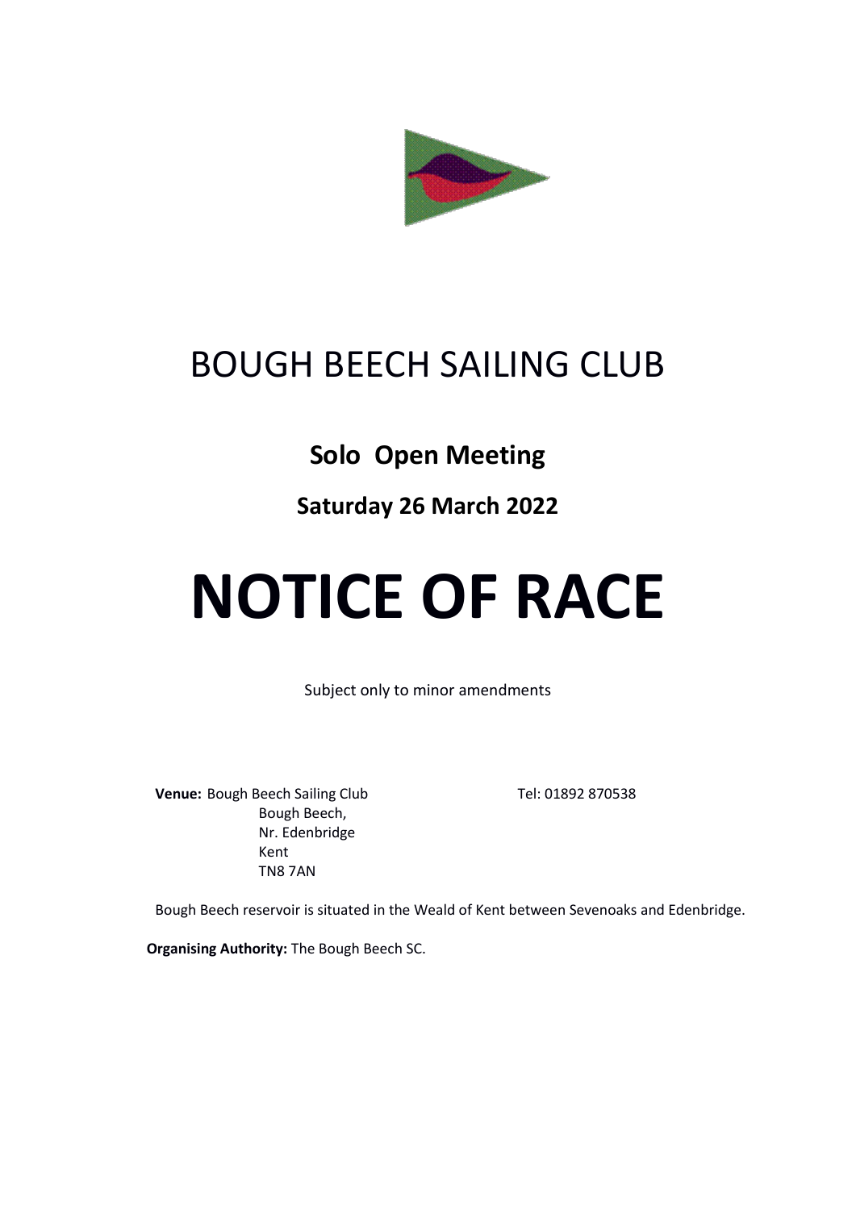# BOUGH BEECH SAILING CLUB

## Solo Open Meeting

## Saturday 26 March 2022

# NOTICE OF RACE

Subject only to minor amendments

**Venue:** Bough Beech Sailing Club
Bough Beech,
Nr. Edenbridge
Kent
TN8 7AN

Tel: 01892 870538

Bough Beech reservoir is situated in the Weald of Kent between Sevenoaks and Edenbridge.

**Organising Authority:** The Bough Beech SC.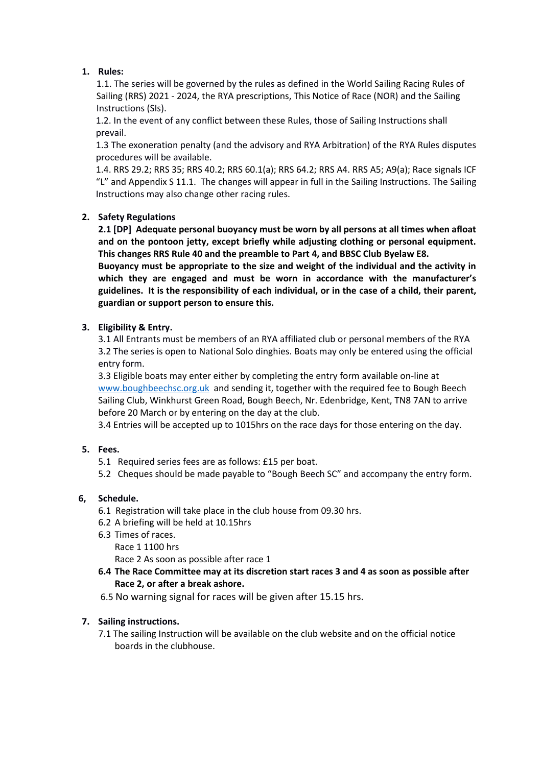**1. Rules:**

1.1. The series will be governed by the rules as defined in the World Sailing Racing Rules of Sailing (RRS) 2021 - 2024, the RYA prescriptions, This Notice of Race (NOR) and the Sailing Instructions (SIs).

1.2. In the event of any conflict between these Rules, those of Sailing Instructions shall prevail.

1.3 The exoneration penalty (and the advisory and RYA Arbitration) of the RYA Rules disputes procedures will be available.

1.4. RRS 29.2; RRS 35; RRS 40.2; RRS 60.1(a); RRS 64.2; RRS A4. RRS A5; A9(a); Race signals ICF "L" and Appendix S 11.1. The changes will appear in full in the Sailing Instructions. The Sailing Instructions may also change other racing rules.

**2. Safety Regulations**

**2.1 [DP] Adequate personal buoyancy must be worn by all persons at all times when afloat and on the pontoon jetty, except briefly while adjusting clothing or personal equipment. This changes RRS Rule 40 and the preamble to Part 4, and BBSC Club Byelaw E8.**

**Buoyancy must be appropriate to the size and weight of the individual and the activity in which they are engaged and must be worn in accordance with the manufacturer's guidelines. It is the responsibility of each individual, or in the case of a child, their parent, guardian or support person to ensure this.**

**3. Eligibility & Entry.**

3.1 All Entrants must be members of an RYA affiliated club or personal members of the RYA

3.2 The series is open to National Solo dinghies. Boats may only be entered using the official entry form.

3.3 Eligible boats may enter either by completing the entry form available on-line at www.boughbeechsc.org.uk and sending it, together with the required fee to Bough Beech Sailing Club, Winkhurst Green Road, Bough Beech, Nr. Edenbridge, Kent, TN8 7AN to arrive before 20 March or by entering on the day at the club.

3.4 Entries will be accepted up to 1015hrs on the race days for those entering on the day.

**5. Fees.**

5.1 Required series fees are as follows: £15 per boat.

5.2 Cheques should be made payable to "Bough Beech SC" and accompany the entry form.

**6, Schedule.**

6.1 Registration will take place in the club house from 09.30 hrs.

6.2 A briefing will be held at 10.15hrs

6.3 Times of races.

Race 1 1100 hrs

Race 2 As soon as possible after race 1

**6.4 The Race Committee may at its discretion start races 3 and 4 as soon as possible after Race 2, or after a break ashore.**

6.5 No warning signal for races will be given after 15.15 hrs.

**7. Sailing instructions.**

7.1 The sailing Instruction will be available on the club website and on the official notice boards in the clubhouse.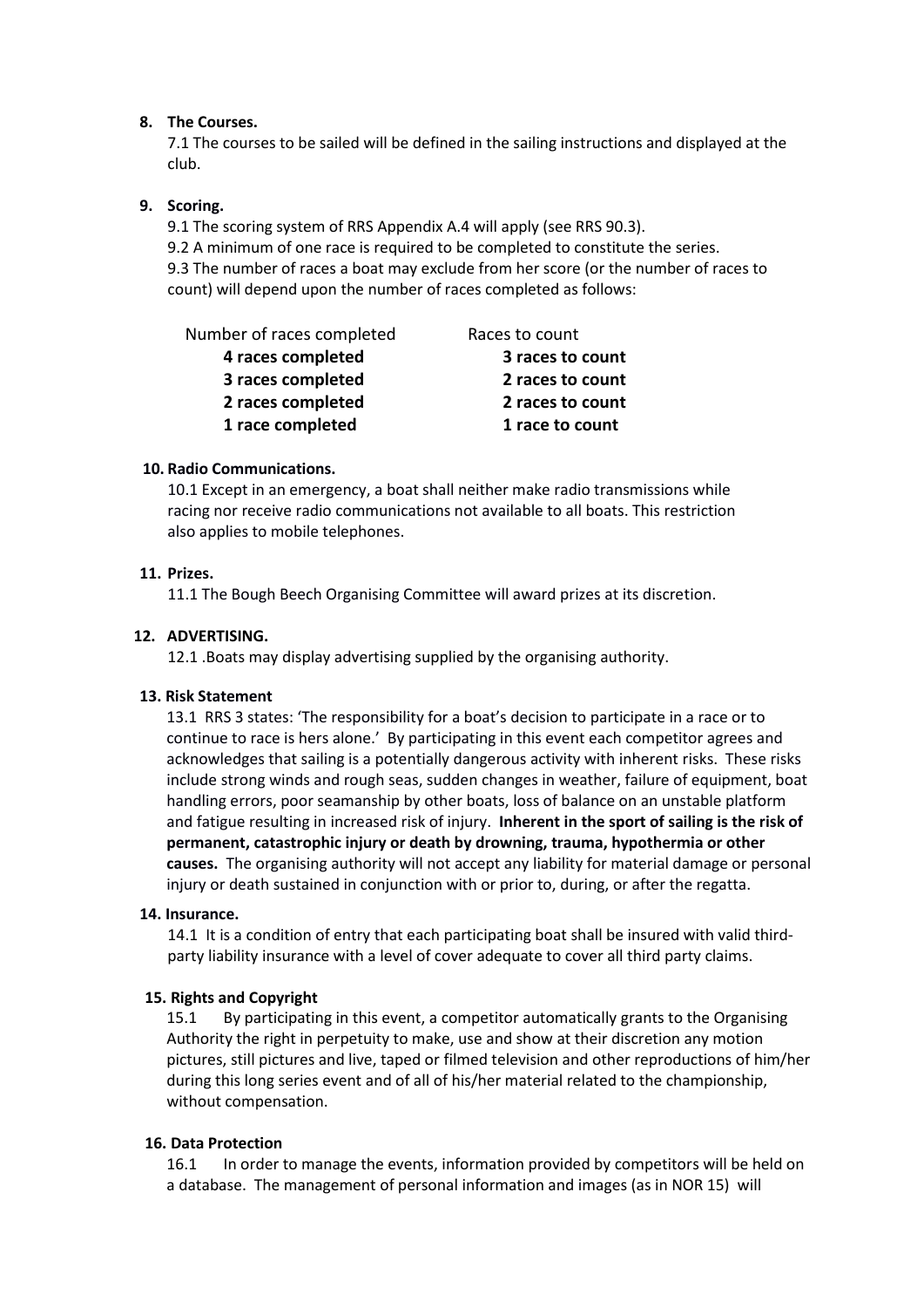## 8. The Courses.

7.1 The courses to be sailed will be defined in the sailing instructions and displayed at the club.

## 9. Scoring.

9.1 The scoring system of RRS Appendix A.4 will apply (see RRS 90.3).
9.2 A minimum of one race is required to be completed to constitute the series.
9.3 The number of races a boat may exclude from her score (or the number of races to count) will depend upon the number of races completed as follows:

| Number of races completed | Races to count |
|---|---|
| **4 races completed** | **3 races to count** |
| **3 races completed** | **2 races to count** |
| **2 races completed** | **2 races to count** |
| **1 race completed** | **1 race to count** |

## 10. Radio Communications.

10.1 Except in an emergency, a boat shall neither make radio transmissions while racing nor receive radio communications not available to all boats. This restriction also applies to mobile telephones.

## 11. Prizes.

11.1 The Bough Beech Organising Committee will award prizes at its discretion.

## 12. ADVERTISING.

12.1 .Boats may display advertising supplied by the organising authority.

## 13. Risk Statement

13.1 RRS 3 states: 'The responsibility for a boat's decision to participate in a race or to continue to race is hers alone.' By participating in this event each competitor agrees and acknowledges that sailing is a potentially dangerous activity with inherent risks. These risks include strong winds and rough seas, sudden changes in weather, failure of equipment, boat handling errors, poor seamanship by other boats, loss of balance on an unstable platform and fatigue resulting in increased risk of injury. **Inherent in the sport of sailing is the risk of permanent, catastrophic injury or death by drowning, trauma, hypothermia or other causes.** The organising authority will not accept any liability for material damage or personal injury or death sustained in conjunction with or prior to, during, or after the regatta.

## 14. Insurance.

14.1 It is a condition of entry that each participating boat shall be insured with valid third-party liability insurance with a level of cover adequate to cover all third party claims.

## 15. Rights and Copyright

15.1 By participating in this event, a competitor automatically grants to the Organising Authority the right in perpetuity to make, use and show at their discretion any motion pictures, still pictures and live, taped or filmed television and other reproductions of him/her during this long series event and of all of his/her material related to the championship, without compensation.

## 16. Data Protection

16.1 In order to manage the events, information provided by competitors will be held on a database. The management of personal information and images (as in NOR 15) will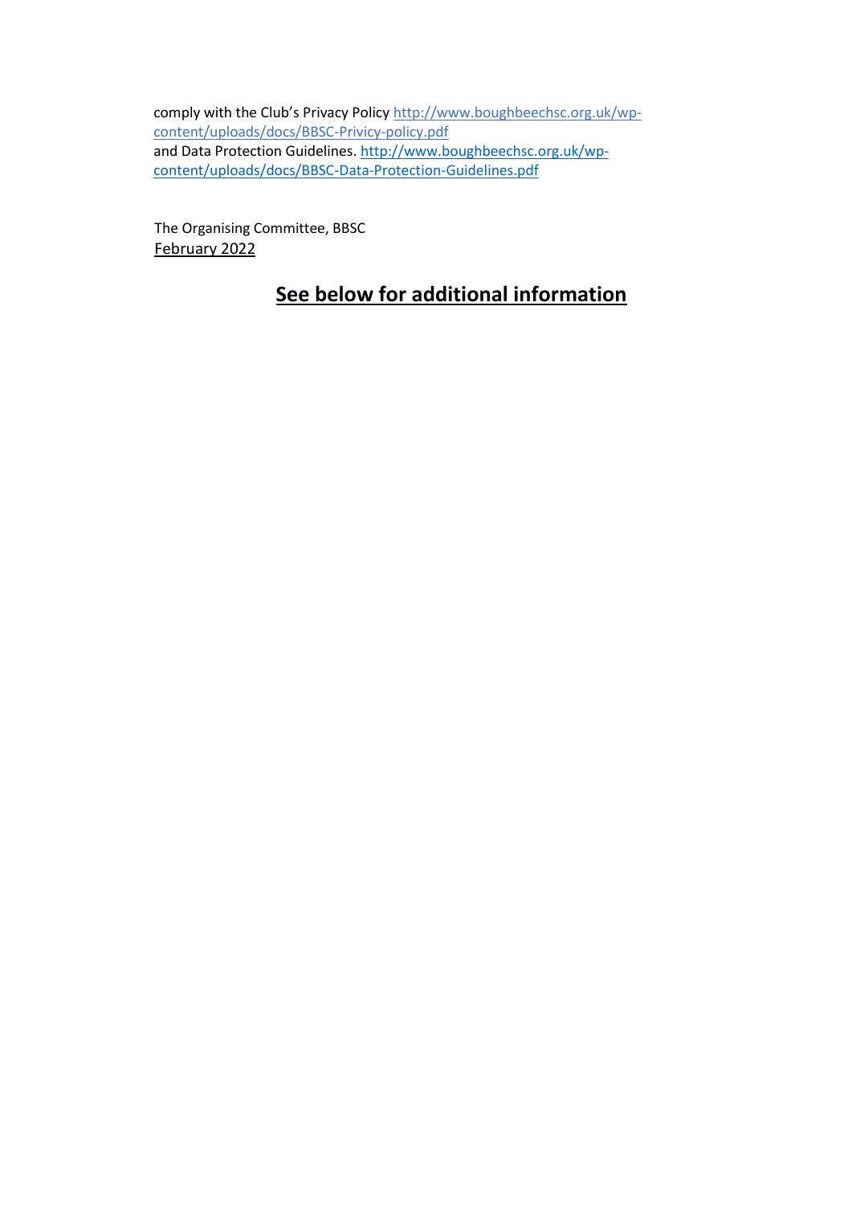comply with the Club's Privacy Policy http://www.boughbeechsc.org.uk/wp-content/uploads/docs/BBSC-Privicy-policy.pdf
and Data Protection Guidelines. http://www.boughbeechsc.org.uk/wp-content/uploads/docs/BBSC-Data-Protection-Guidelines.pdf

The Organising Committee, BBSC
February 2022

## **See below for additional information**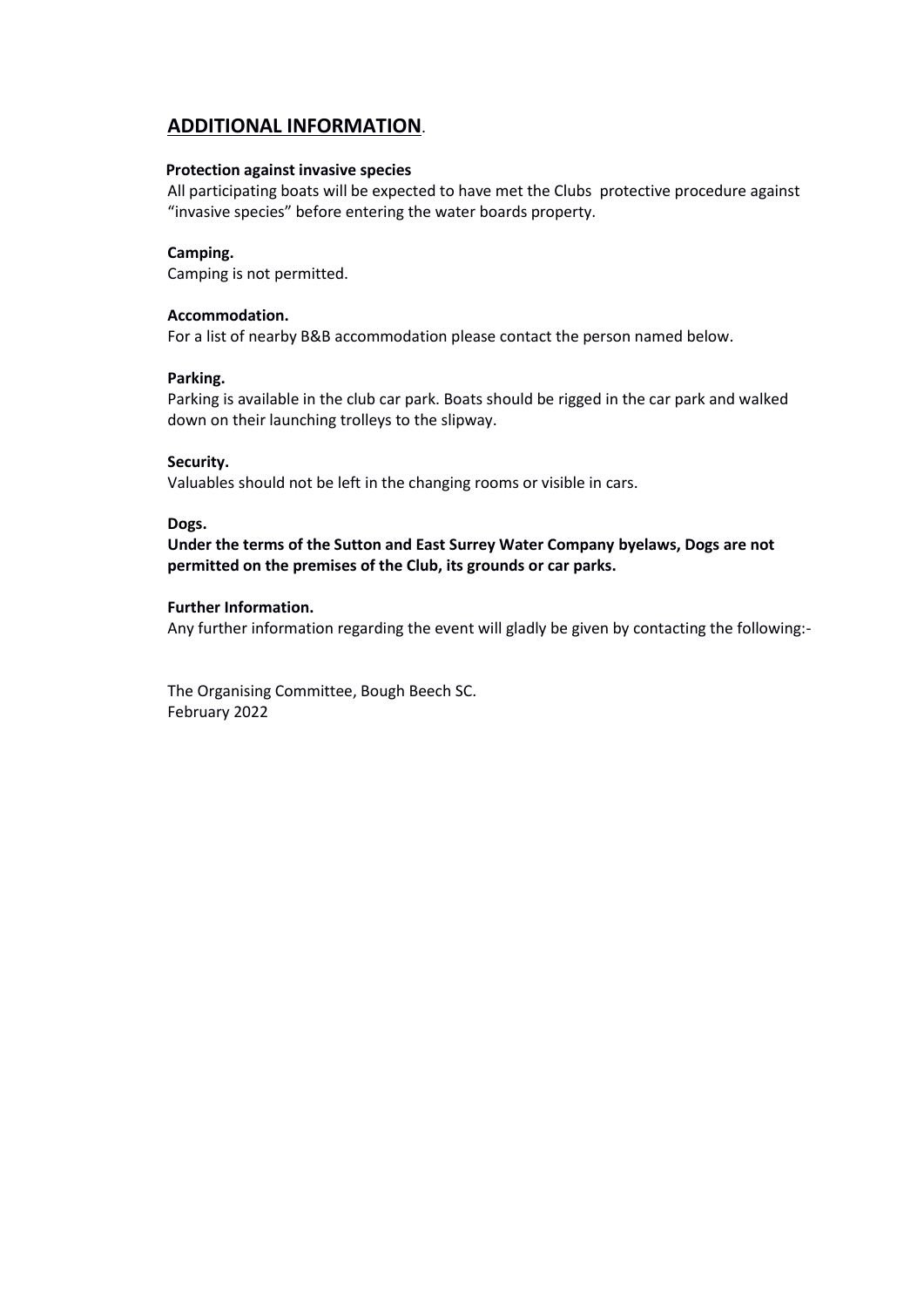## ADDITIONAL INFORMATION.

**Protection against invasive species**

All participating boats will be expected to have met the Clubs protective procedure against "invasive species" before entering the water boards property.

**Camping.**

Camping is not permitted.

**Accommodation.**

For a list of nearby B&B accommodation please contact the person named below.

**Parking.**

Parking is available in the club car park. Boats should be rigged in the car park and walked down on their launching trolleys to the slipway.

**Security.**

Valuables should not be left in the changing rooms or visible in cars.

**Dogs.**

**Under the terms of the Sutton and East Surrey Water Company byelaws, Dogs are not permitted on the premises of the Club, its grounds or car parks.**

**Further Information.**

Any further information regarding the event will gladly be given by contacting the following:-

The Organising Committee, Bough Beech SC.
February 2022